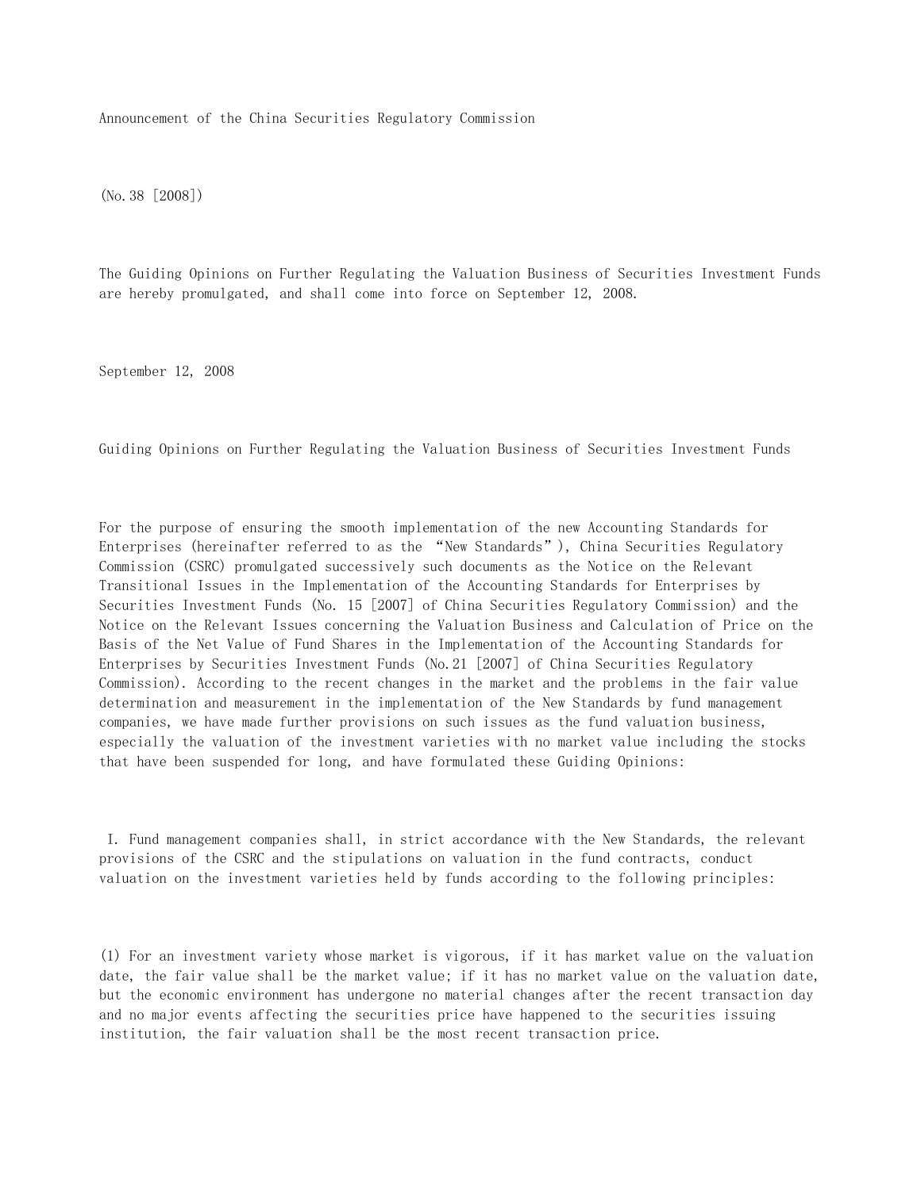Announcement of the China Securities Regulatory Commission

(No.38 [2008])

The Guiding Opinions on Further Regulating the Valuation Business of Securities Investment Funds are hereby promulgated, and shall come into force on September 12, 2008.

September 12, 2008

# Guiding Opinions on Further Regulating the Valuation Business of Securities Investment Funds

For the purpose of ensuring the smooth implementation of the new Accounting Standards for Enterprises (hereinafter referred to as the "New Standards"), China Securities Regulatory Commission (CSRC) promulgated successively such documents as the Notice on the Relevant Transitional Issues in the Implementation of the Accounting Standards for Enterprises by Securities Investment Funds (No. 15 [2007] of China Securities Regulatory Commission) and the Notice on the Relevant Issues concerning the Valuation Business and Calculation of Price on the Basis of the Net Value of Fund Shares in the Implementation of the Accounting Standards for Enterprises by Securities Investment Funds (No.21 [2007] of China Securities Regulatory Commission). According to the recent changes in the market and the problems in the fair value determination and measurement in the implementation of the New Standards by fund management companies, we have made further provisions on such issues as the fund valuation business, especially the valuation of the investment varieties with no market value including the stocks that have been suspended for long, and have formulated these Guiding Opinions:

I. Fund management companies shall, in strict accordance with the New Standards, the relevant provisions of the CSRC and the stipulations on valuation in the fund contracts, conduct valuation on the investment varieties held by funds according to the following principles:

(1) For an investment variety whose market is vigorous, if it has market value on the valuation date, the fair value shall be the market value; if it has no market value on the valuation date, but the economic environment has undergone no material changes after the recent transaction day and no major events affecting the securities price have happened to the securities issuing institution, the fair valuation shall be the most recent transaction price.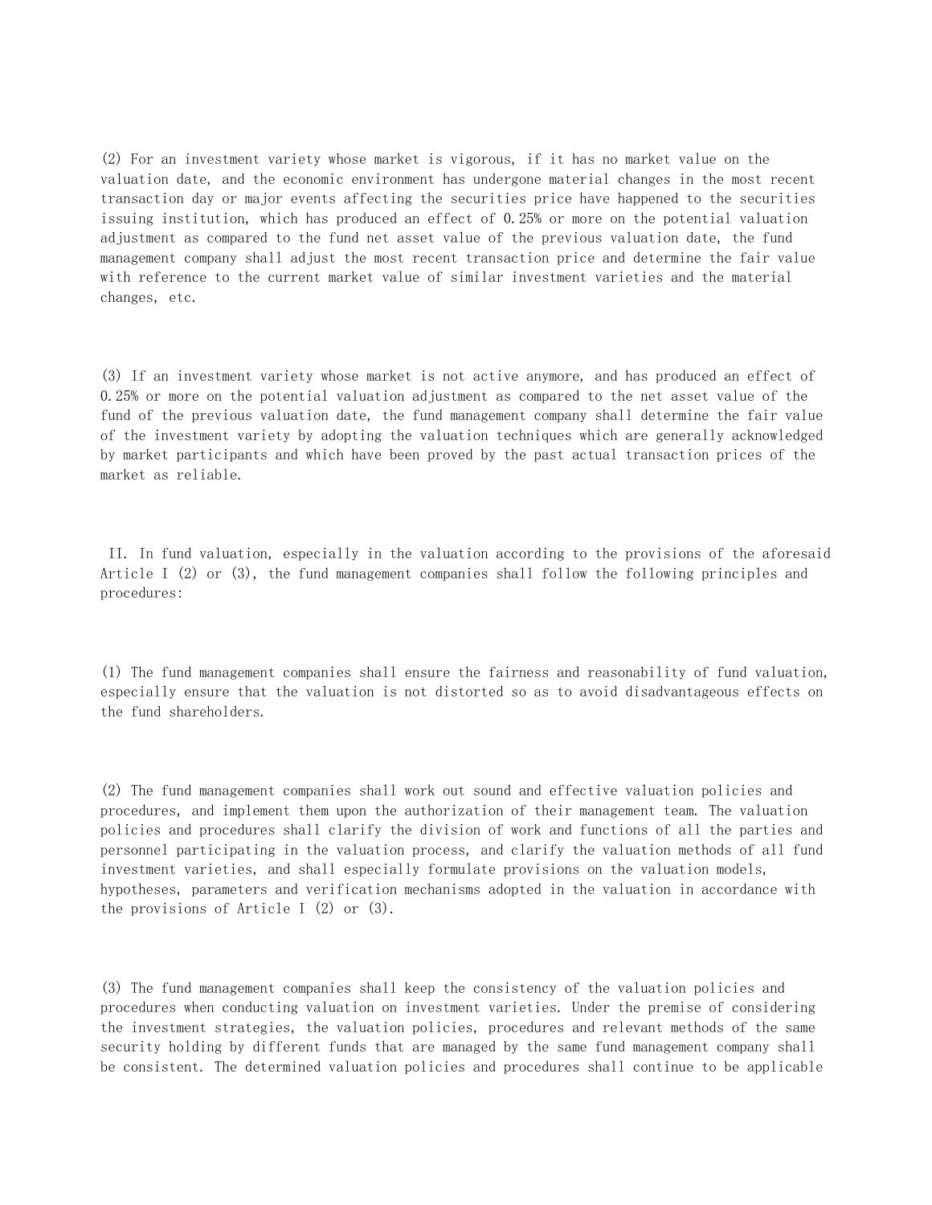(2) For an investment variety whose market is vigorous, if it has no market value on the valuation date, and the economic environment has undergone material changes in the most recent transaction day or major events affecting the securities price have happened to the securities issuing institution, which has produced an effect of 0.25% or more on the potential valuation adjustment as compared to the fund net asset value of the previous valuation date, the fund management company shall adjust the most recent transaction price and determine the fair value with reference to the current market value of similar investment varieties and the material changes, etc.

(3) If an investment variety whose market is not active anymore, and has produced an effect of 0.25% or more on the potential valuation adjustment as compared to the net asset value of the fund of the previous valuation date, the fund management company shall determine the fair value of the investment variety by adopting the valuation techniques which are generally acknowledged by market participants and which have been proved by the past actual transaction prices of the market as reliable.

II. In fund valuation, especially in the valuation according to the provisions of the aforesaid Article I (2) or (3), the fund management companies shall follow the following principles and procedures:

(1) The fund management companies shall ensure the fairness and reasonability of fund valuation, especially ensure that the valuation is not distorted so as to avoid disadvantageous effects on the fund shareholders.

(2) The fund management companies shall work out sound and effective valuation policies and procedures, and implement them upon the authorization of their management team. The valuation policies and procedures shall clarify the division of work and functions of all the parties and personnel participating in the valuation process, and clarify the valuation methods of all fund investment varieties, and shall especially formulate provisions on the valuation models, hypotheses, parameters and verification mechanisms adopted in the valuation in accordance with the provisions of Article I (2) or (3).

(3) The fund management companies shall keep the consistency of the valuation policies and procedures when conducting valuation on investment varieties. Under the premise of considering the investment strategies, the valuation policies, procedures and relevant methods of the same security holding by different funds that are managed by the same fund management company shall be consistent. The determined valuation policies and procedures shall continue to be applicable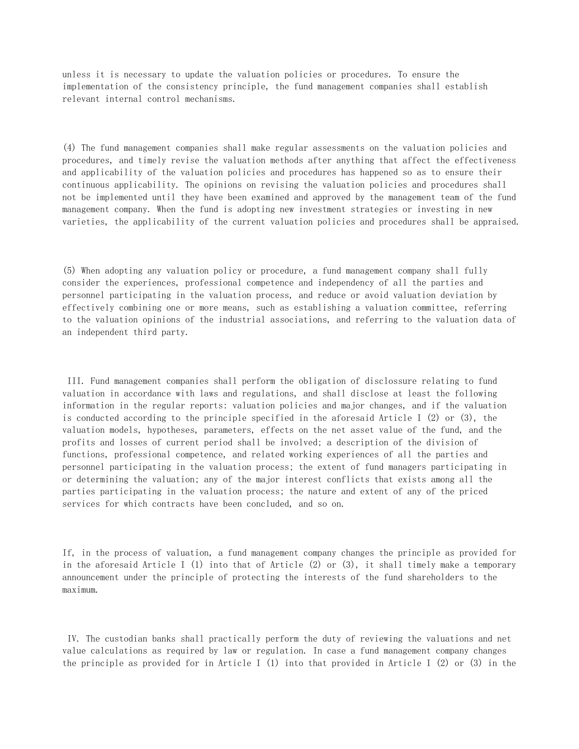unless it is necessary to update the valuation policies or procedures. To ensure the implementation of the consistency principle, the fund management companies shall establish relevant internal control mechanisms.

(4) The fund management companies shall make regular assessments on the valuation policies and procedures, and timely revise the valuation methods after anything that affect the effectiveness and applicability of the valuation policies and procedures has happened so as to ensure their continuous applicability. The opinions on revising the valuation policies and procedures shall not be implemented until they have been examined and approved by the management team of the fund management company. When the fund is adopting new investment strategies or investing in new varieties, the applicability of the current valuation policies and procedures shall be appraised.

(5) When adopting any valuation policy or procedure, a fund management company shall fully consider the experiences, professional competence and independency of all the parties and personnel participating in the valuation process, and reduce or avoid valuation deviation by effectively combining one or more means, such as establishing a valuation committee, referring to the valuation opinions of the industrial associations, and referring to the valuation data of an independent third party.

III. Fund management companies shall perform the obligation of disclossure relating to fund valuation in accordance with laws and regulations, and shall disclose at least the following information in the regular reports: valuation policies and major changes, and if the valuation is conducted according to the principle specified in the aforesaid Article I (2) or (3), the valuation models, hypotheses, parameters, effects on the net asset value of the fund, and the profits and losses of current period shall be involved; a description of the division of functions, professional competence, and related working experiences of all the parties and personnel participating in the valuation process; the extent of fund managers participating in or determining the valuation; any of the major interest conflicts that exists among all the parties participating in the valuation process; the nature and extent of any of the priced services for which contracts have been concluded, and so on.

If, in the process of valuation, a fund management company changes the principle as provided for in the aforesaid Article I (1) into that of Article (2) or (3), it shall timely make a temporary announcement under the principle of protecting the interests of the fund shareholders to the maximum.

IV. The custodian banks shall practically perform the duty of reviewing the valuations and net value calculations as required by law or regulation. In case a fund management company changes the principle as provided for in Article I (1) into that provided in Article I (2) or (3) in the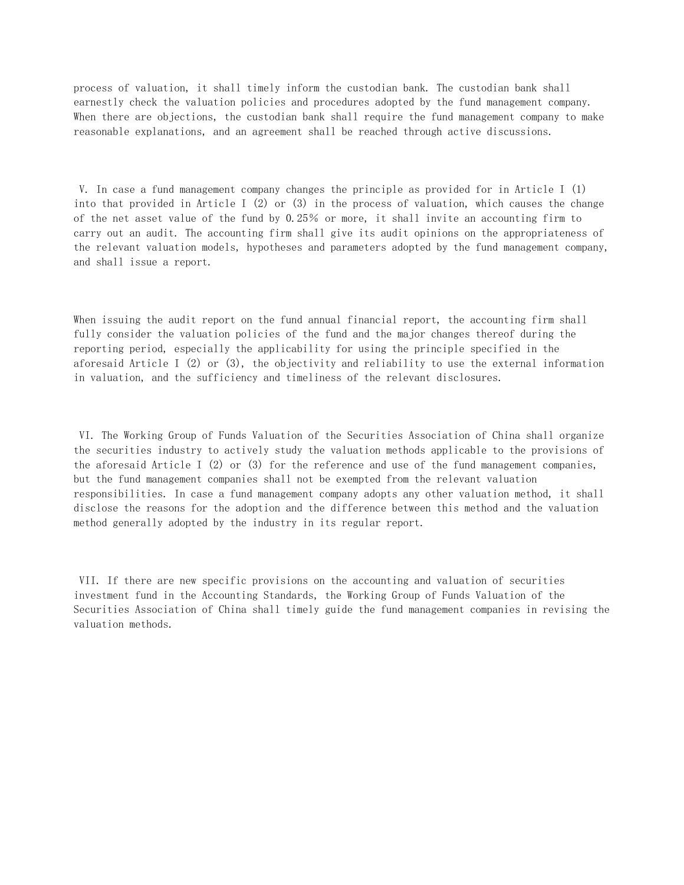process of valuation, it shall timely inform the custodian bank. The custodian bank shall earnestly check the valuation policies and procedures adopted by the fund management company. When there are objections, the custodian bank shall require the fund management company to make reasonable explanations, and an agreement shall be reached through active discussions.

V. In case a fund management company changes the principle as provided for in Article I (1) into that provided in Article I (2) or (3) in the process of valuation, which causes the change of the net asset value of the fund by 0.25% or more, it shall invite an accounting firm to carry out an audit. The accounting firm shall give its audit opinions on the appropriateness of the relevant valuation models, hypotheses and parameters adopted by the fund management company, and shall issue a report.

When issuing the audit report on the fund annual financial report, the accounting firm shall fully consider the valuation policies of the fund and the major changes thereof during the reporting period, especially the applicability for using the principle specified in the aforesaid Article I (2) or (3), the objectivity and reliability to use the external information in valuation, and the sufficiency and timeliness of the relevant disclosures.

VI. The Working Group of Funds Valuation of the Securities Association of China shall organize the securities industry to actively study the valuation methods applicable to the provisions of the aforesaid Article I (2) or (3) for the reference and use of the fund management companies, but the fund management companies shall not be exempted from the relevant valuation responsibilities. In case a fund management company adopts any other valuation method, it shall disclose the reasons for the adoption and the difference between this method and the valuation method generally adopted by the industry in its regular report.

VII. If there are new specific provisions on the accounting and valuation of securities investment fund in the Accounting Standards, the Working Group of Funds Valuation of the Securities Association of China shall timely guide the fund management companies in revising the valuation methods.